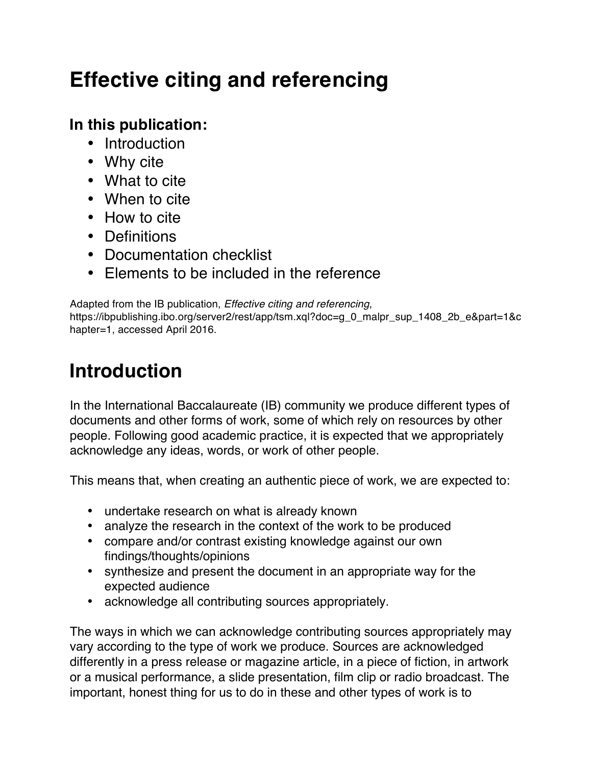# Effective citing and referencing

### In this publication:

- Introduction
- Why cite
- What to cite
- When to cite
- How to cite
- Definitions
- Documentation checklist
- Elements to be included in the reference

Adapted from the IB publication, *Effective citing and referencing*, https://ibpublishing.ibo.org/server2/rest/app/tsm.xql?doc=g_0_malpr_sup_1408_2b_e&part=1&chapter=1, accessed April 2016.

# Introduction

In the International Baccalaureate (IB) community we produce different types of documents and other forms of work, some of which rely on resources by other people. Following good academic practice, it is expected that we appropriately acknowledge any ideas, words, or work of other people.

This means that, when creating an authentic piece of work, we are expected to:

- undertake research on what is already known
- analyze the research in the context of the work to be produced
- compare and/or contrast existing knowledge against our own findings/thoughts/opinions
- synthesize and present the document in an appropriate way for the expected audience
- acknowledge all contributing sources appropriately.

The ways in which we can acknowledge contributing sources appropriately may vary according to the type of work we produce. Sources are acknowledged differently in a press release or magazine article, in a piece of fiction, in artwork or a musical performance, a slide presentation, film clip or radio broadcast. The important, honest thing for us to do in these and other types of work is to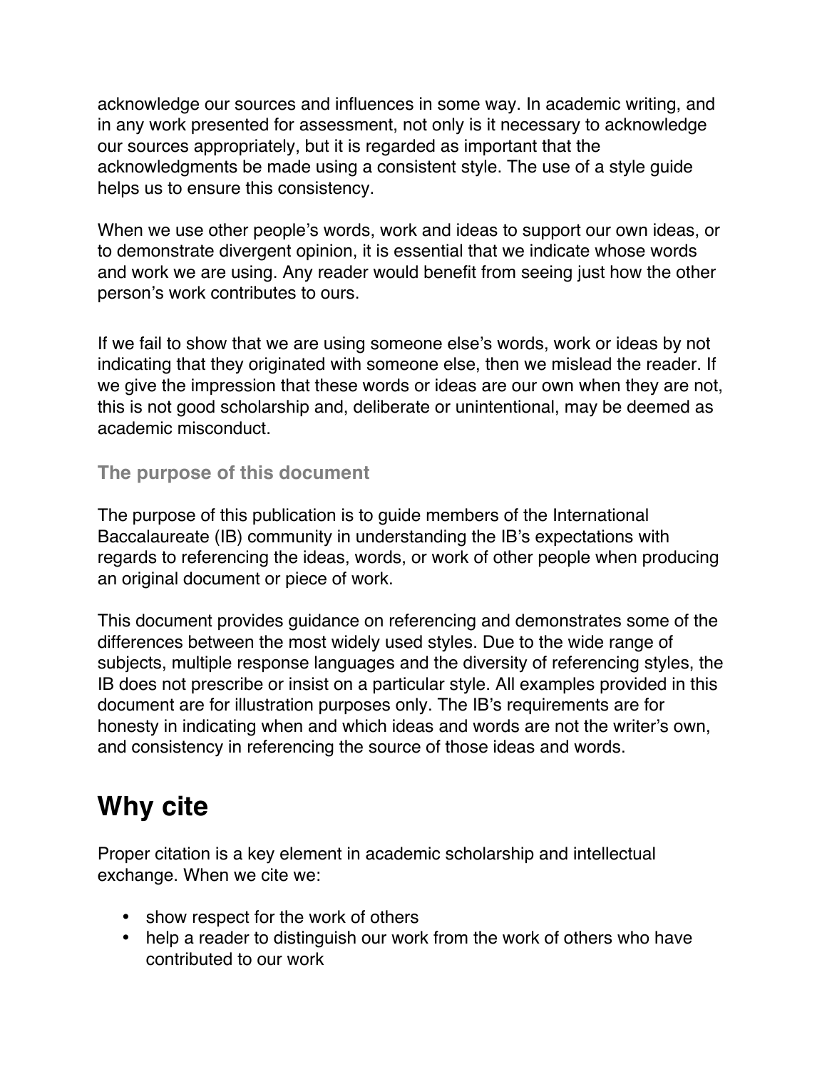acknowledge our sources and influences in some way. In academic writing, and in any work presented for assessment, not only is it necessary to acknowledge our sources appropriately, but it is regarded as important that the acknowledgments be made using a consistent style. The use of a style guide helps us to ensure this consistency.

When we use other people's words, work and ideas to support our own ideas, or to demonstrate divergent opinion, it is essential that we indicate whose words and work we are using. Any reader would benefit from seeing just how the other person's work contributes to ours.

If we fail to show that we are using someone else's words, work or ideas by not indicating that they originated with someone else, then we mislead the reader. If we give the impression that these words or ideas are our own when they are not, this is not good scholarship and, deliberate or unintentional, may be deemed as academic misconduct.

### The purpose of this document

The purpose of this publication is to guide members of the International Baccalaureate (IB) community in understanding the IB's expectations with regards to referencing the ideas, words, or work of other people when producing an original document or piece of work.

This document provides guidance on referencing and demonstrates some of the differences between the most widely used styles. Due to the wide range of subjects, multiple response languages and the diversity of referencing styles, the IB does not prescribe or insist on a particular style. All examples provided in this document are for illustration purposes only. The IB's requirements are for honesty in indicating when and which ideas and words are not the writer's own, and consistency in referencing the source of those ideas and words.

# Why cite

Proper citation is a key element in academic scholarship and intellectual exchange. When we cite we:

- show respect for the work of others
- help a reader to distinguish our work from the work of others who have contributed to our work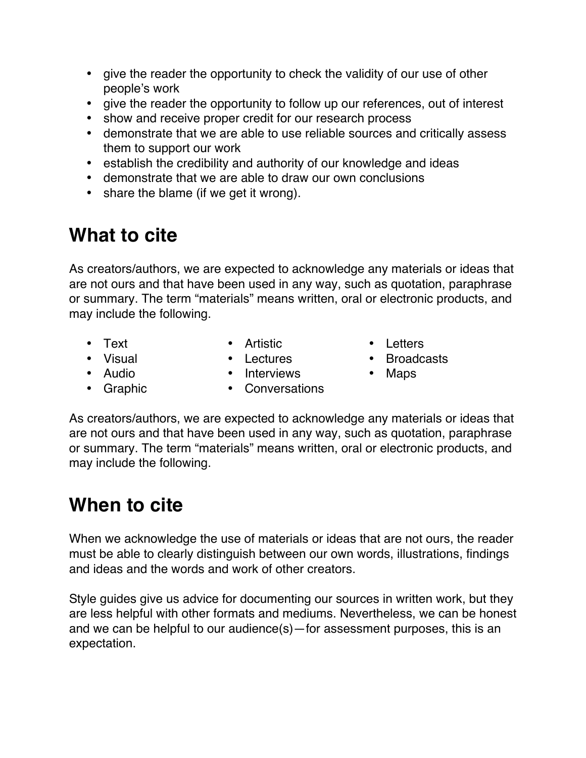- give the reader the opportunity to check the validity of our use of other people's work
- give the reader the opportunity to follow up our references, out of interest
- show and receive proper credit for our research process
- demonstrate that we are able to use reliable sources and critically assess them to support our work
- establish the credibility and authority of our knowledge and ideas
- demonstrate that we are able to draw our own conclusions
- share the blame (if we get it wrong).

## What to cite

As creators/authors, we are expected to acknowledge any materials or ideas that are not ours and that have been used in any way, such as quotation, paraphrase or summary. The term "materials" means written, oral or electronic products, and may include the following.

- Text
- Visual
- Audio
- Graphic
- Artistic
- Lectures
- Interviews
- Conversations
- Letters
- Broadcasts
- Maps

As creators/authors, we are expected to acknowledge any materials or ideas that are not ours and that have been used in any way, such as quotation, paraphrase or summary. The term "materials" means written, oral or electronic products, and may include the following.

## When to cite

When we acknowledge the use of materials or ideas that are not ours, the reader must be able to clearly distinguish between our own words, illustrations, findings and ideas and the words and work of other creators.

Style guides give us advice for documenting our sources in written work, but they are less helpful with other formats and mediums. Nevertheless, we can be honest and we can be helpful to our audience(s)—for assessment purposes, this is an expectation.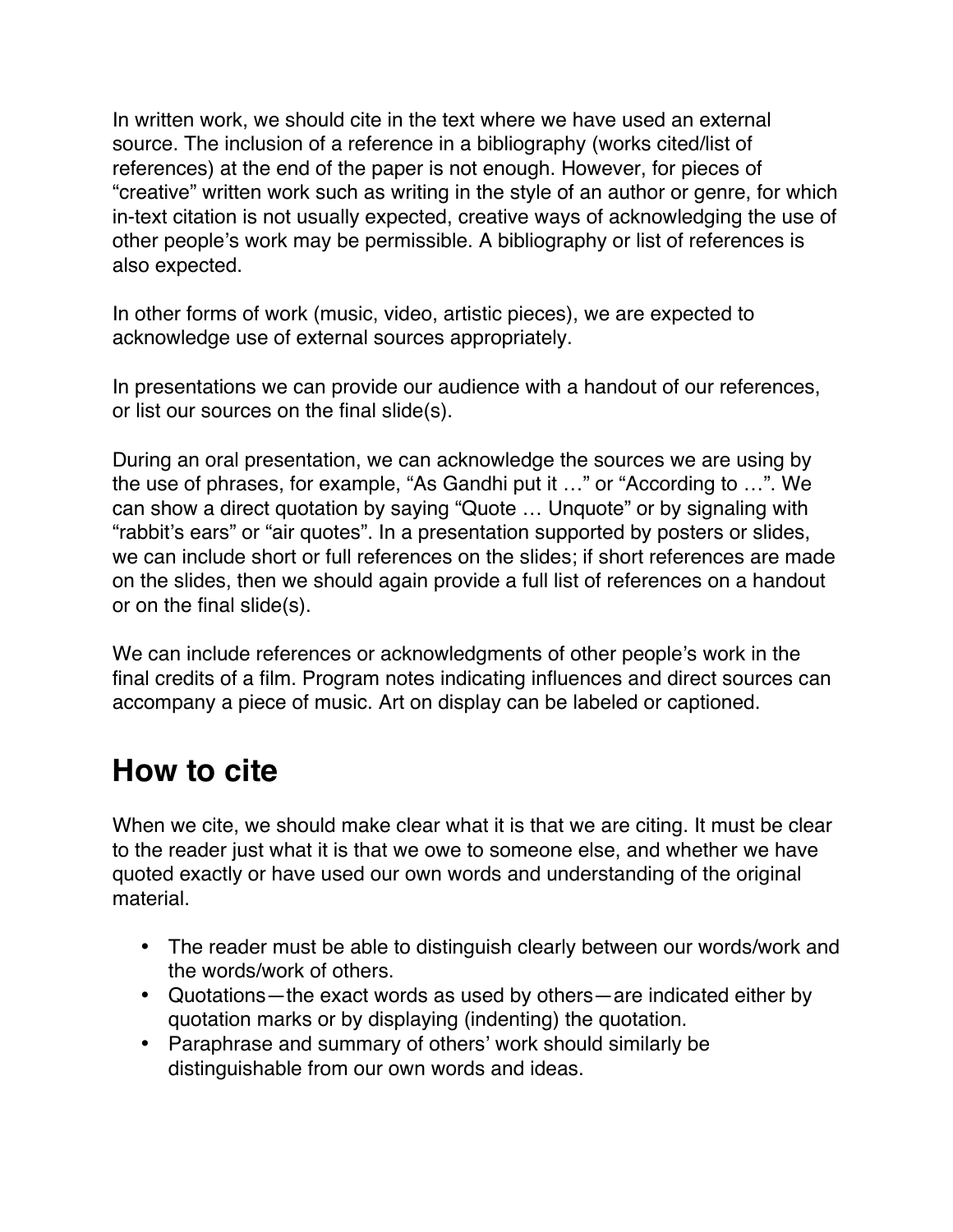In written work, we should cite in the text where we have used an external source. The inclusion of a reference in a bibliography (works cited/list of references) at the end of the paper is not enough. However, for pieces of "creative" written work such as writing in the style of an author or genre, for which in-text citation is not usually expected, creative ways of acknowledging the use of other people's work may be permissible. A bibliography or list of references is also expected.

In other forms of work (music, video, artistic pieces), we are expected to acknowledge use of external sources appropriately.

In presentations we can provide our audience with a handout of our references, or list our sources on the final slide(s).

During an oral presentation, we can acknowledge the sources we are using by the use of phrases, for example, "As Gandhi put it …" or "According to …". We can show a direct quotation by saying "Quote … Unquote" or by signaling with "rabbit's ears" or "air quotes". In a presentation supported by posters or slides, we can include short or full references on the slides; if short references are made on the slides, then we should again provide a full list of references on a handout or on the final slide(s).

We can include references or acknowledgments of other people's work in the final credits of a film. Program notes indicating influences and direct sources can accompany a piece of music. Art on display can be labeled or captioned.

## How to cite

When we cite, we should make clear what it is that we are citing. It must be clear to the reader just what it is that we owe to someone else, and whether we have quoted exactly or have used our own words and understanding of the original material.

- The reader must be able to distinguish clearly between our words/work and the words/work of others.
- Quotations—the exact words as used by others—are indicated either by quotation marks or by displaying (indenting) the quotation.
- Paraphrase and summary of others' work should similarly be distinguishable from our own words and ideas.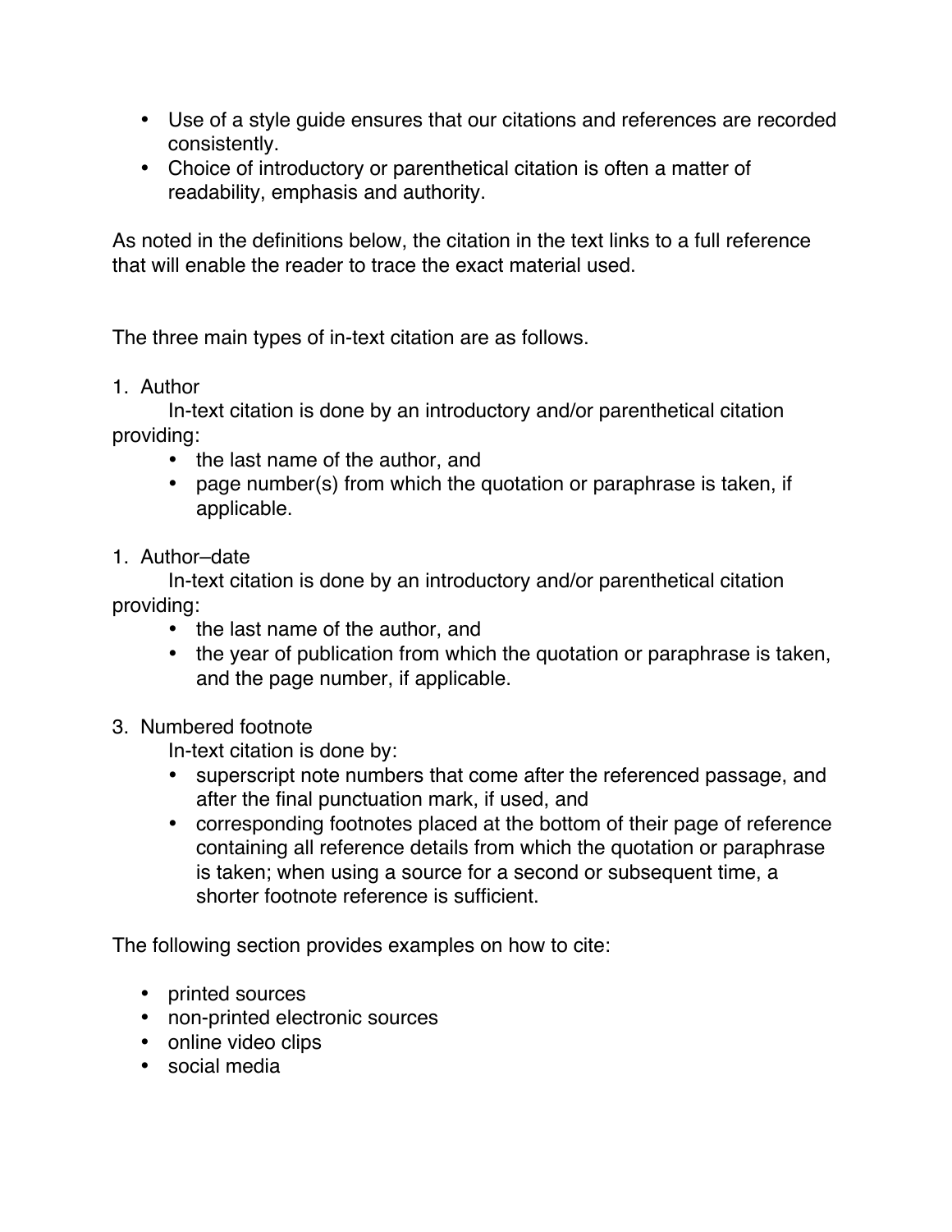- Use of a style guide ensures that our citations and references are recorded consistently.
- Choice of introductory or parenthetical citation is often a matter of readability, emphasis and authority.

As noted in the definitions below, the citation in the text links to a full reference that will enable the reader to trace the exact material used.

The three main types of in-text citation are as follows.

1. Author

   In-text citation is done by an introductory and/or parenthetical citation providing:
   - the last name of the author, and
   - page number(s) from which the quotation or paraphrase is taken, if applicable.

1. Author–date

   In-text citation is done by an introductory and/or parenthetical citation providing:
   - the last name of the author, and
   - the year of publication from which the quotation or paraphrase is taken, and the page number, if applicable.

3. Numbered footnote

   In-text citation is done by:
   - superscript note numbers that come after the referenced passage, and after the final punctuation mark, if used, and
   - corresponding footnotes placed at the bottom of their page of reference containing all reference details from which the quotation or paraphrase is taken; when using a source for a second or subsequent time, a shorter footnote reference is sufficient.

The following section provides examples on how to cite:

- printed sources
- non-printed electronic sources
- online video clips
- social media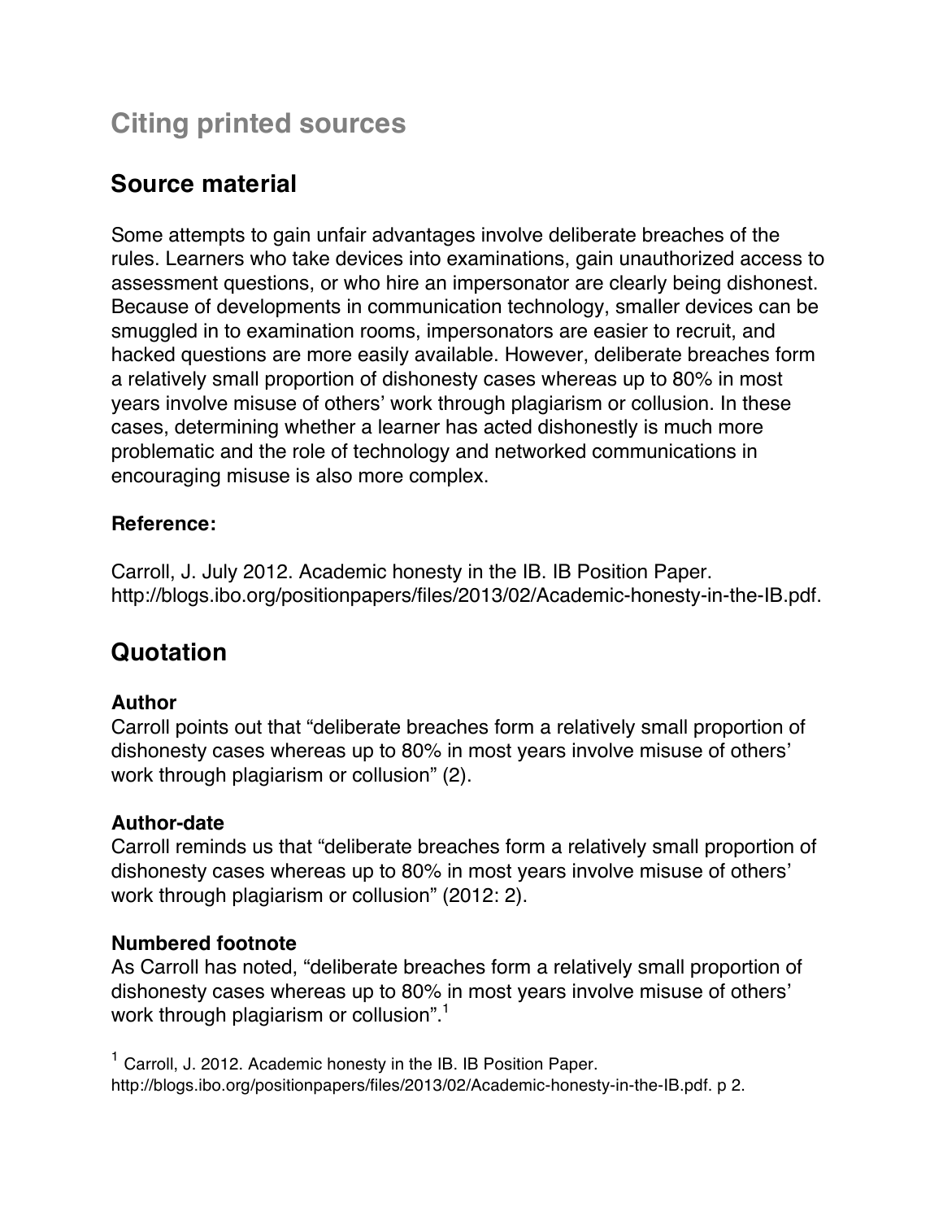# Citing printed sources

## Source material

Some attempts to gain unfair advantages involve deliberate breaches of the rules. Learners who take devices into examinations, gain unauthorized access to assessment questions, or who hire an impersonator are clearly being dishonest. Because of developments in communication technology, smaller devices can be smuggled in to examination rooms, impersonators are easier to recruit, and hacked questions are more easily available. However, deliberate breaches form a relatively small proportion of dishonesty cases whereas up to 80% in most years involve misuse of others' work through plagiarism or collusion. In these cases, determining whether a learner has acted dishonestly is much more problematic and the role of technology and networked communications in encouraging misuse is also more complex.

**Reference:**

Carroll, J. July 2012. Academic honesty in the IB. IB Position Paper. http://blogs.ibo.org/positionpapers/files/2013/02/Academic-honesty-in-the-IB.pdf.

## Quotation

**Author**
Carroll points out that "deliberate breaches form a relatively small proportion of dishonesty cases whereas up to 80% in most years involve misuse of others' work through plagiarism or collusion" (2).

**Author-date**
Carroll reminds us that "deliberate breaches form a relatively small proportion of dishonesty cases whereas up to 80% in most years involve misuse of others' work through plagiarism or collusion" (2012: 2).

**Numbered footnote**
As Carroll has noted, "deliberate breaches form a relatively small proportion of dishonesty cases whereas up to 80% in most years involve misuse of others' work through plagiarism or collusion".[1]

[1] Carroll, J. 2012. Academic honesty in the IB. IB Position Paper. http://blogs.ibo.org/positionpapers/files/2013/02/Academic-honesty-in-the-IB.pdf. p 2.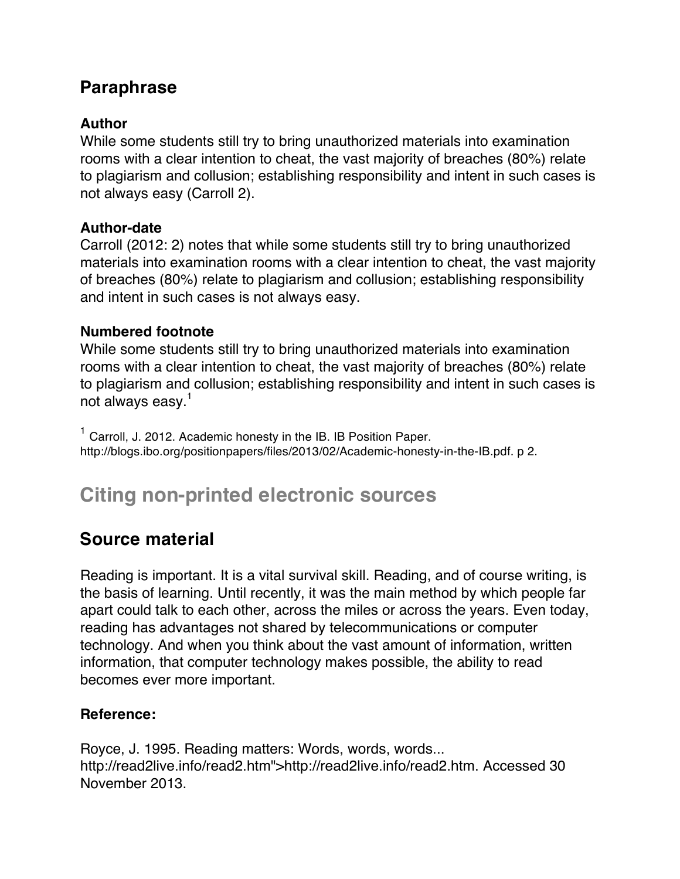## Paraphrase

### Author

While some students still try to bring unauthorized materials into examination rooms with a clear intention to cheat, the vast majority of breaches (80%) relate to plagiarism and collusion; establishing responsibility and intent in such cases is not always easy (Carroll 2).

### Author-date

Carroll (2012: 2) notes that while some students still try to bring unauthorized materials into examination rooms with a clear intention to cheat, the vast majority of breaches (80%) relate to plagiarism and collusion; establishing responsibility and intent in such cases is not always easy.

### Numbered footnote

While some students still try to bring unauthorized materials into examination rooms with a clear intention to cheat, the vast majority of breaches (80%) relate to plagiarism and collusion; establishing responsibility and intent in such cases is not always easy.[1]

[1] Carroll, J. 2012. Academic honesty in the IB. IB Position Paper. http://blogs.ibo.org/positionpapers/files/2013/02/Academic-honesty-in-the-IB.pdf. p 2.

# Citing non-printed electronic sources

## Source material

Reading is important. It is a vital survival skill. Reading, and of course writing, is the basis of learning. Until recently, it was the main method by which people far apart could talk to each other, across the miles or across the years. Even today, reading has advantages not shared by telecommunications or computer technology. And when you think about the vast amount of information, written information, that computer technology makes possible, the ability to read becomes ever more important.

### Reference:

Royce, J. 1995. Reading matters: Words, words, words... http://read2live.info/read2.htm">http://read2live.info/read2.htm. Accessed 30 November 2013.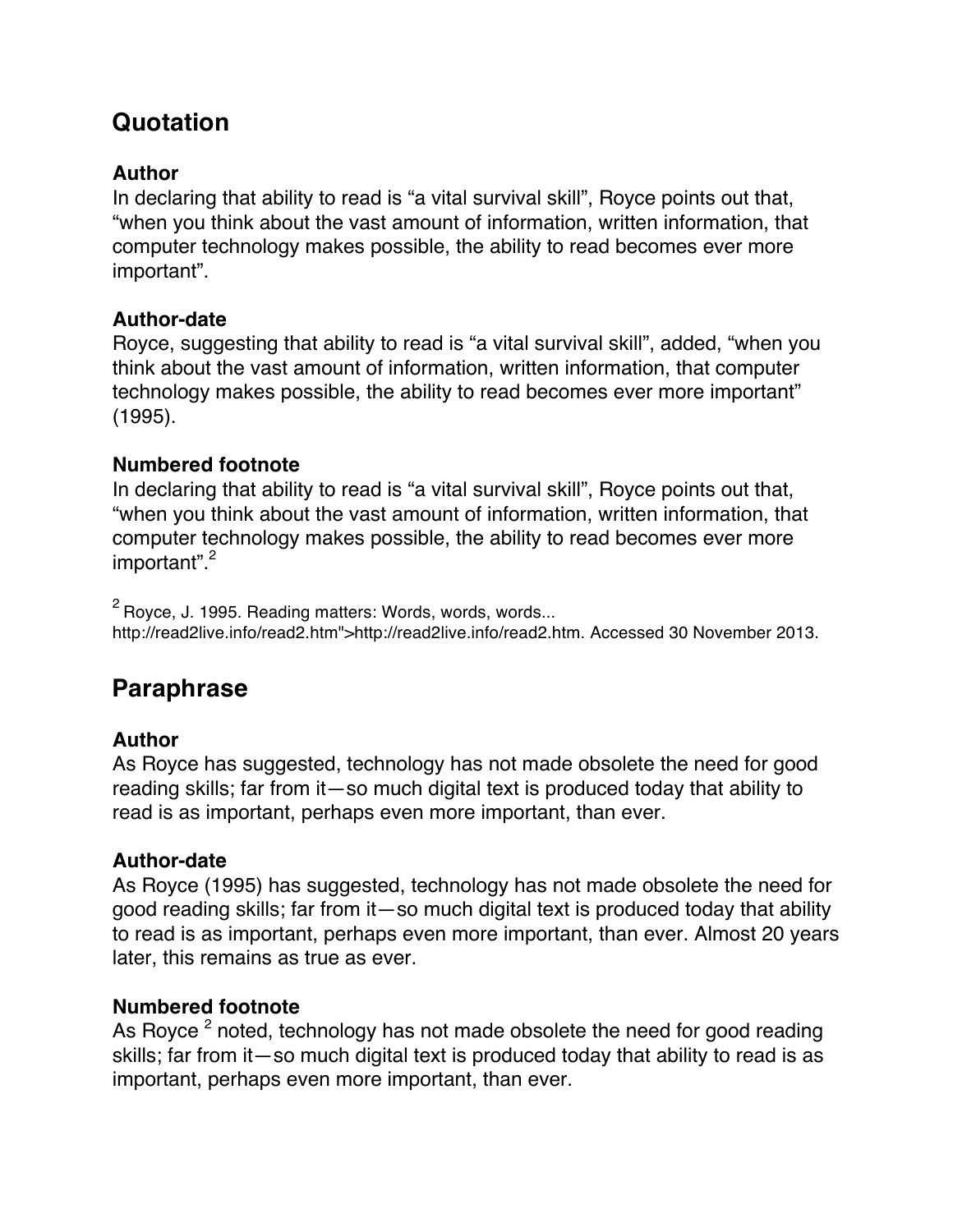## Quotation

### Author

In declaring that ability to read is “a vital survival skill”, Royce points out that, “when you think about the vast amount of information, written information, that computer technology makes possible, the ability to read becomes ever more important”.

### Author-date

Royce, suggesting that ability to read is “a vital survival skill”, added, “when you think about the vast amount of information, written information, that computer technology makes possible, the ability to read becomes ever more important” (1995).

### Numbered footnote

In declaring that ability to read is “a vital survival skill”, Royce points out that, “when you think about the vast amount of information, written information, that computer technology makes possible, the ability to read becomes ever more important”.[2]

[2] Royce, J. 1995. Reading matters: Words, words, words... http://read2live.info/read2.htm">http://read2live.info/read2.htm. Accessed 30 November 2013.

## Paraphrase

### Author

As Royce has suggested, technology has not made obsolete the need for good reading skills; far from it—so much digital text is produced today that ability to read is as important, perhaps even more important, than ever.

### Author-date

As Royce (1995) has suggested, technology has not made obsolete the need for good reading skills; far from it—so much digital text is produced today that ability to read is as important, perhaps even more important, than ever. Almost 20 years later, this remains as true as ever.

### Numbered footnote

As Royce [2] noted, technology has not made obsolete the need for good reading skills; far from it—so much digital text is produced today that ability to read is as important, perhaps even more important, than ever.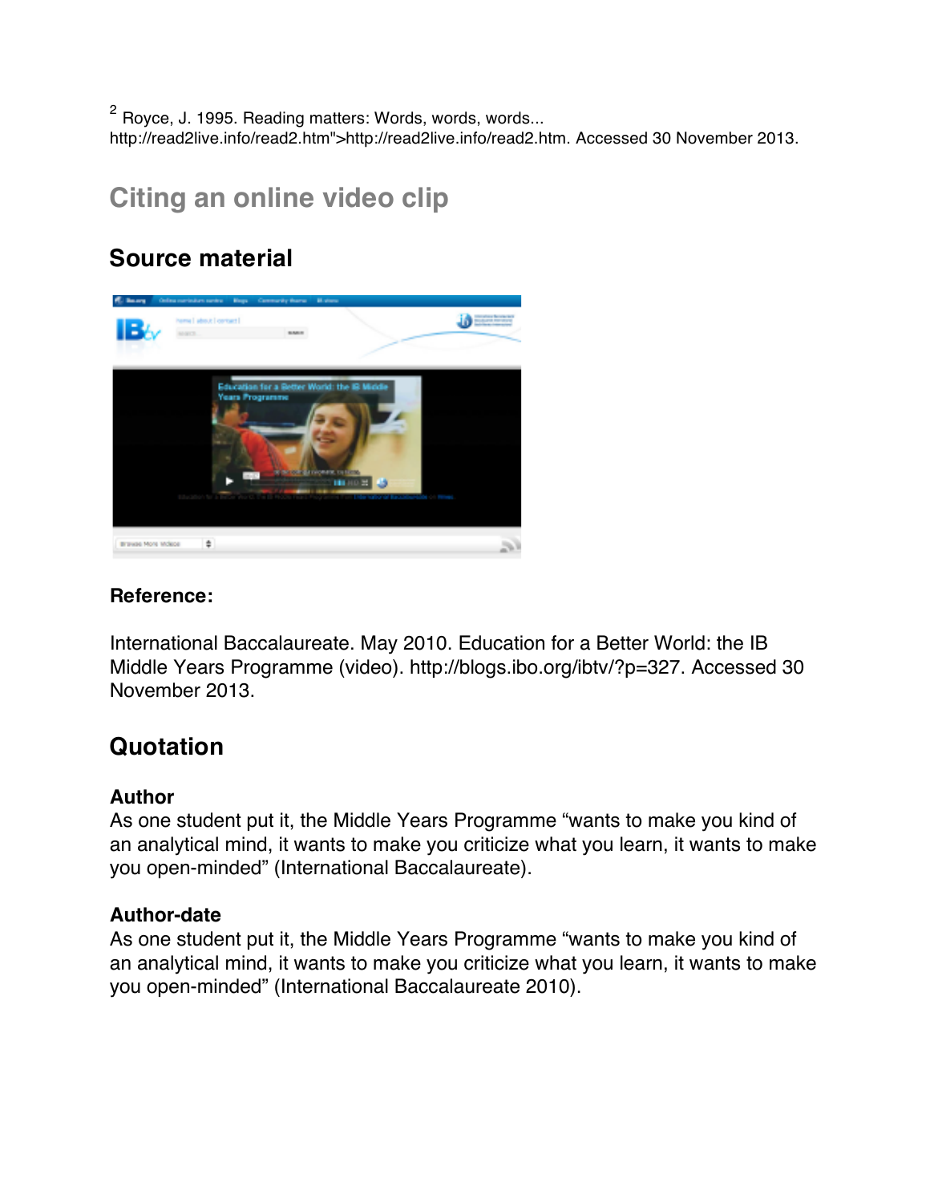[2] Royce, J. 1995. Reading matters: Words, words, words... http://read2live.info/read2.htm">http://read2live.info/read2.htm. Accessed 30 November 2013.

## Citing an online video clip

### Source material

### Reference:

International Baccalaureate. May 2010. Education for a Better World: the IB Middle Years Programme (video). http://blogs.ibo.org/ibtv/?p=327. Accessed 30 November 2013.

### Quotation

**Author**

As one student put it, the Middle Years Programme "wants to make you kind of an analytical mind, it wants to make you criticize what you learn, it wants to make you open-minded" (International Baccalaureate).

**Author-date**

As one student put it, the Middle Years Programme "wants to make you kind of an analytical mind, it wants to make you criticize what you learn, it wants to make you open-minded" (International Baccalaureate 2010).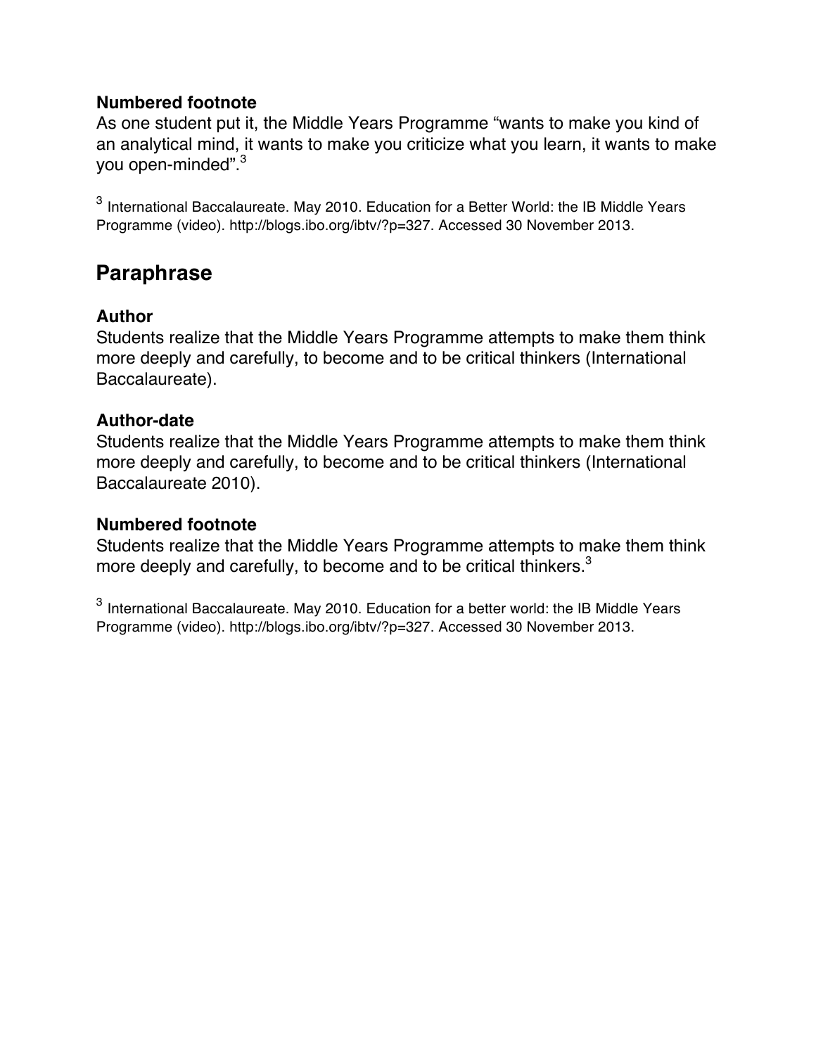### Numbered footnote

As one student put it, the Middle Years Programme "wants to make you kind of an analytical mind, it wants to make you criticize what you learn, it wants to make you open-minded".[3]

[3] International Baccalaureate. May 2010. Education for a Better World: the IB Middle Years Programme (video). http://blogs.ibo.org/ibtv/?p=327. Accessed 30 November 2013.

## Paraphrase

### Author

Students realize that the Middle Years Programme attempts to make them think more deeply and carefully, to become and to be critical thinkers (International Baccalaureate).

### Author-date

Students realize that the Middle Years Programme attempts to make them think more deeply and carefully, to become and to be critical thinkers (International Baccalaureate 2010).

### Numbered footnote

Students realize that the Middle Years Programme attempts to make them think more deeply and carefully, to become and to be critical thinkers.[3]

[3] International Baccalaureate. May 2010. Education for a better world: the IB Middle Years Programme (video). http://blogs.ibo.org/ibtv/?p=327. Accessed 30 November 2013.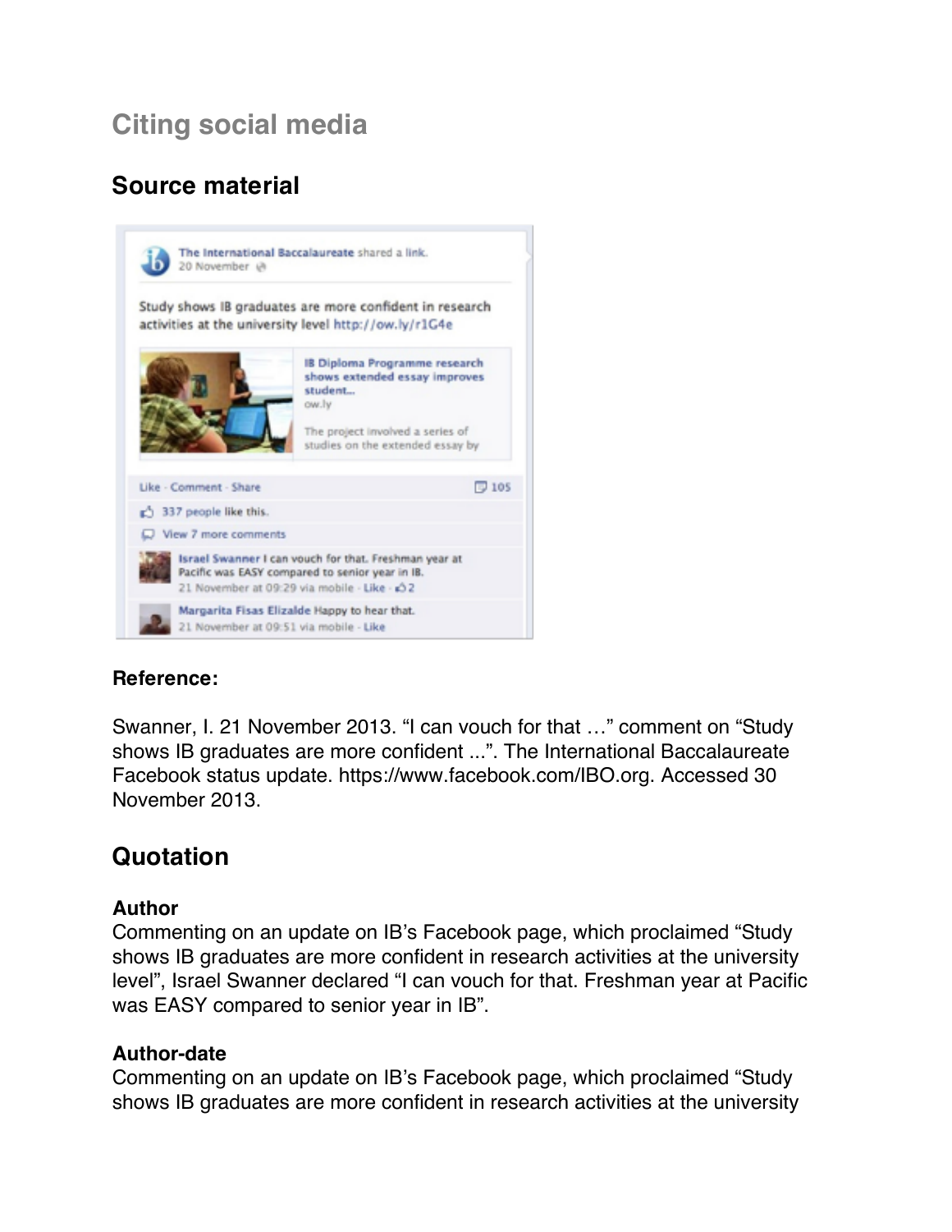# Citing social media

## Source material

**Reference:**

Swanner, I. 21 November 2013. “I can vouch for that …” comment on “Study shows IB graduates are more confident ...”. The International Baccalaureate Facebook status update. https://www.facebook.com/IBO.org. Accessed 30 November 2013.

## Quotation

**Author**
Commenting on an update on IB’s Facebook page, which proclaimed “Study shows IB graduates are more confident in research activities at the university level”, Israel Swanner declared “I can vouch for that. Freshman year at Pacific was EASY compared to senior year in IB”.

**Author-date**
Commenting on an update on IB’s Facebook page, which proclaimed “Study shows IB graduates are more confident in research activities at the university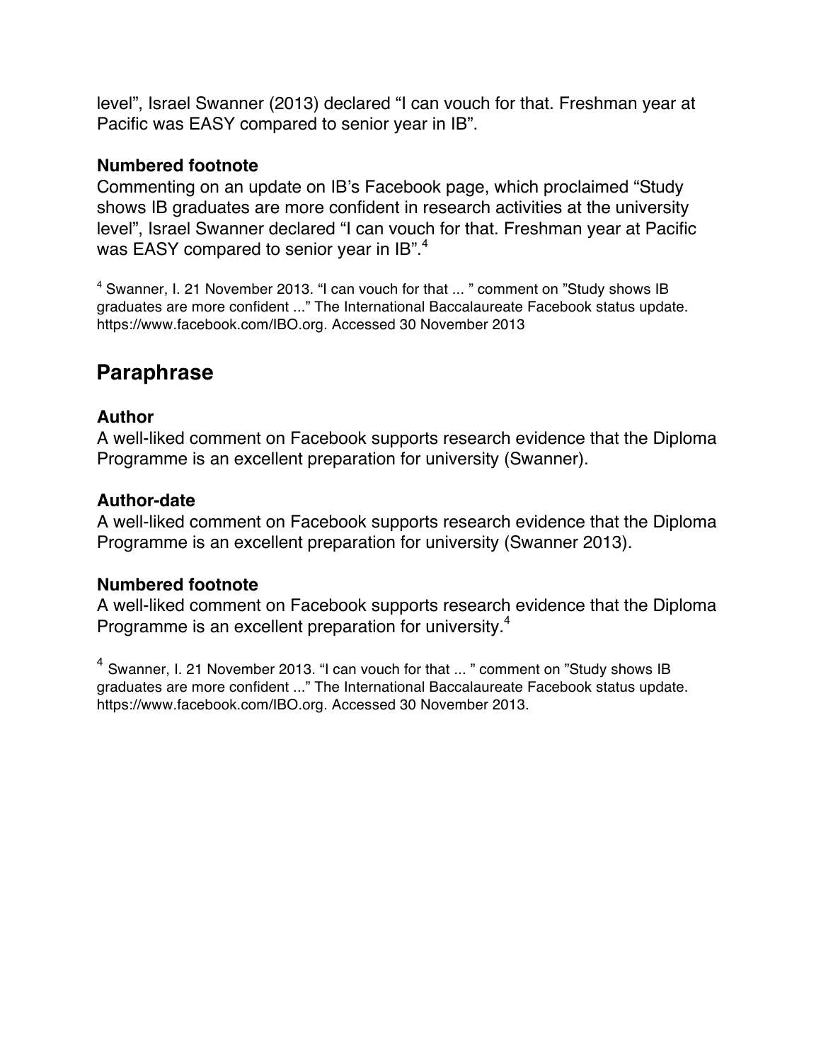level", Israel Swanner (2013) declared "I can vouch for that. Freshman year at Pacific was EASY compared to senior year in IB".

### Numbered footnote

Commenting on an update on IB's Facebook page, which proclaimed "Study shows IB graduates are more confident in research activities at the university level", Israel Swanner declared "I can vouch for that. Freshman year at Pacific was EASY compared to senior year in IB".[4]

[4] Swanner, I. 21 November 2013. "I can vouch for that ... " comment on "Study shows IB graduates are more confident ..." The International Baccalaureate Facebook status update. https://www.facebook.com/IBO.org. Accessed 30 November 2013

## Paraphrase

### Author

A well-liked comment on Facebook supports research evidence that the Diploma Programme is an excellent preparation for university (Swanner).

### Author-date

A well-liked comment on Facebook supports research evidence that the Diploma Programme is an excellent preparation for university (Swanner 2013).

### Numbered footnote

A well-liked comment on Facebook supports research evidence that the Diploma Programme is an excellent preparation for university.[4]

[4] Swanner, I. 21 November 2013. "I can vouch for that ... " comment on "Study shows IB graduates are more confident ..." The International Baccalaureate Facebook status update. https://www.facebook.com/IBO.org. Accessed 30 November 2013.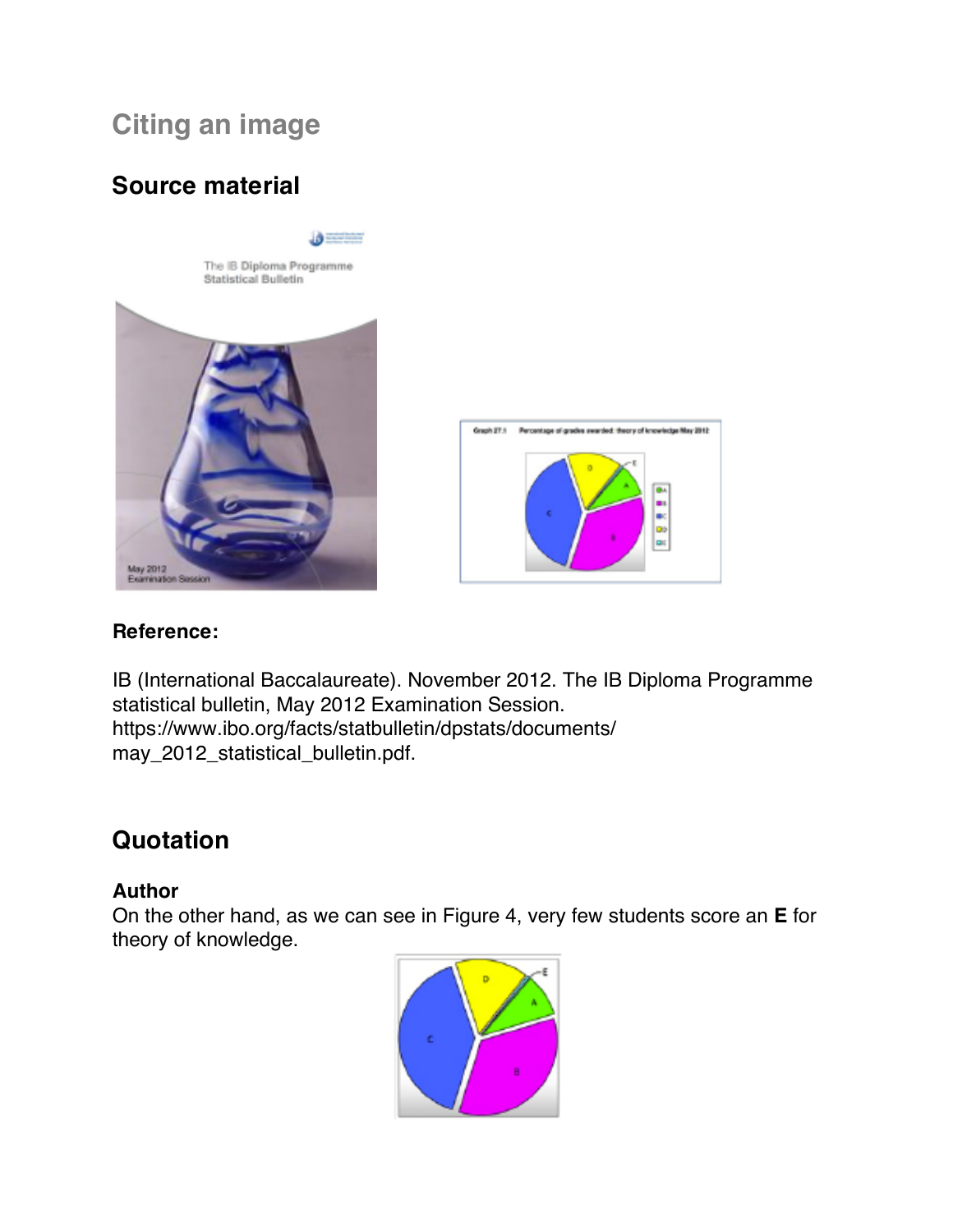# Citing an image

## Source material

**Reference:**

IB (International Baccalaureate). November 2012. The IB Diploma Programme statistical bulletin, May 2012 Examination Session. https://www.ibo.org/facts/statbulletin/dpstats/documents/may_2012_statistical_bulletin.pdf.

## Quotation

**Author**

On the other hand, as we can see in Figure 4, very few students score an **E** for theory of knowledge.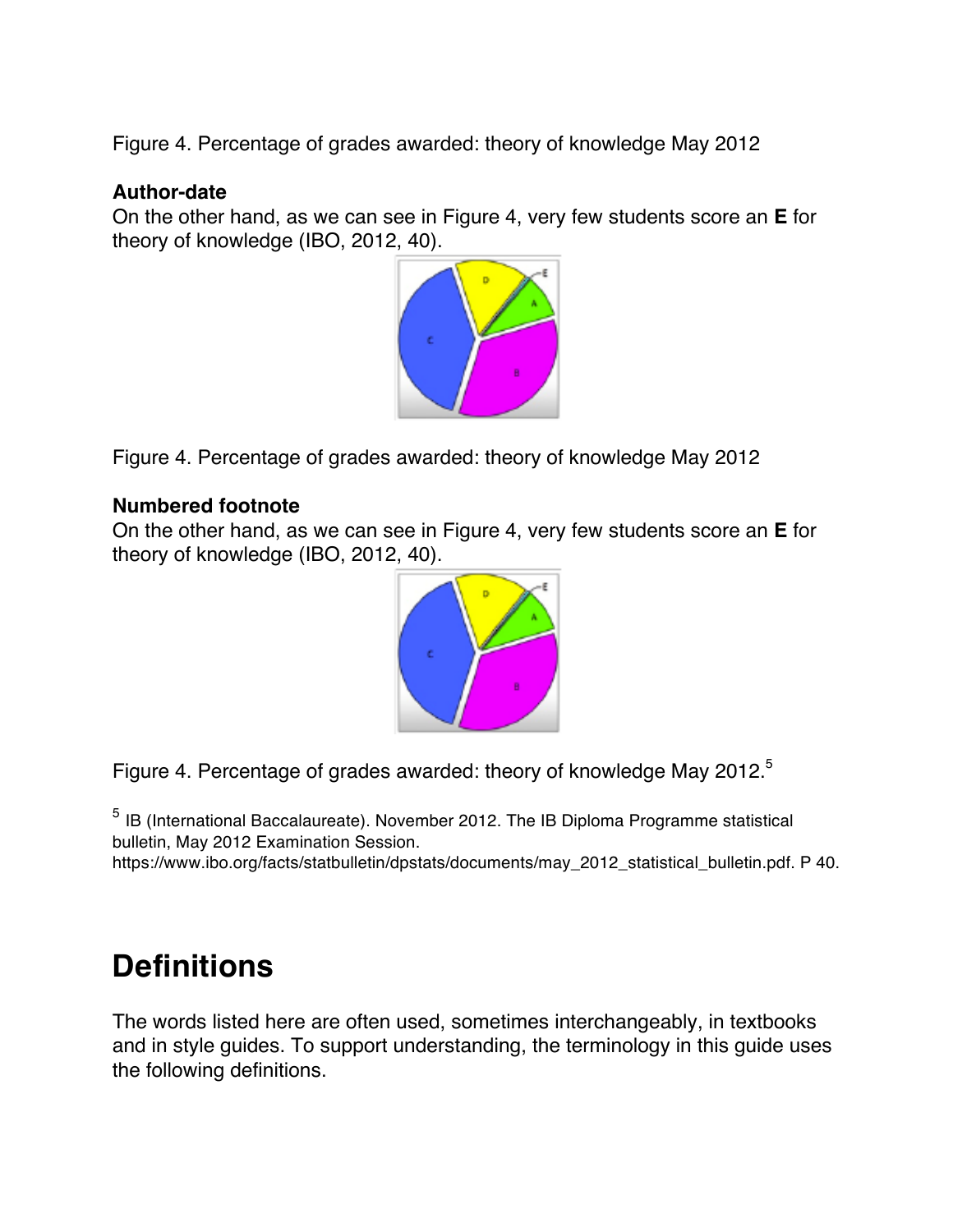Figure 4. Percentage of grades awarded: theory of knowledge May 2012

**Author-date**

On the other hand, as we can see in Figure 4, very few students score an **E** for theory of knowledge (IBO, 2012, 40).

Figure 4. Percentage of grades awarded: theory of knowledge May 2012

**Numbered footnote**

On the other hand, as we can see in Figure 4, very few students score an **E** for theory of knowledge (IBO, 2012, 40).

Figure 4. Percentage of grades awarded: theory of knowledge May 2012.[5]

[5] IB (International Baccalaureate). November 2012. The IB Diploma Programme statistical bulletin, May 2012 Examination Session. https://www.ibo.org/facts/statbulletin/dpstats/documents/may_2012_statistical_bulletin.pdf. P 40.

# Definitions

The words listed here are often used, sometimes interchangeably, in textbooks and in style guides. To support understanding, the terminology in this guide uses the following definitions.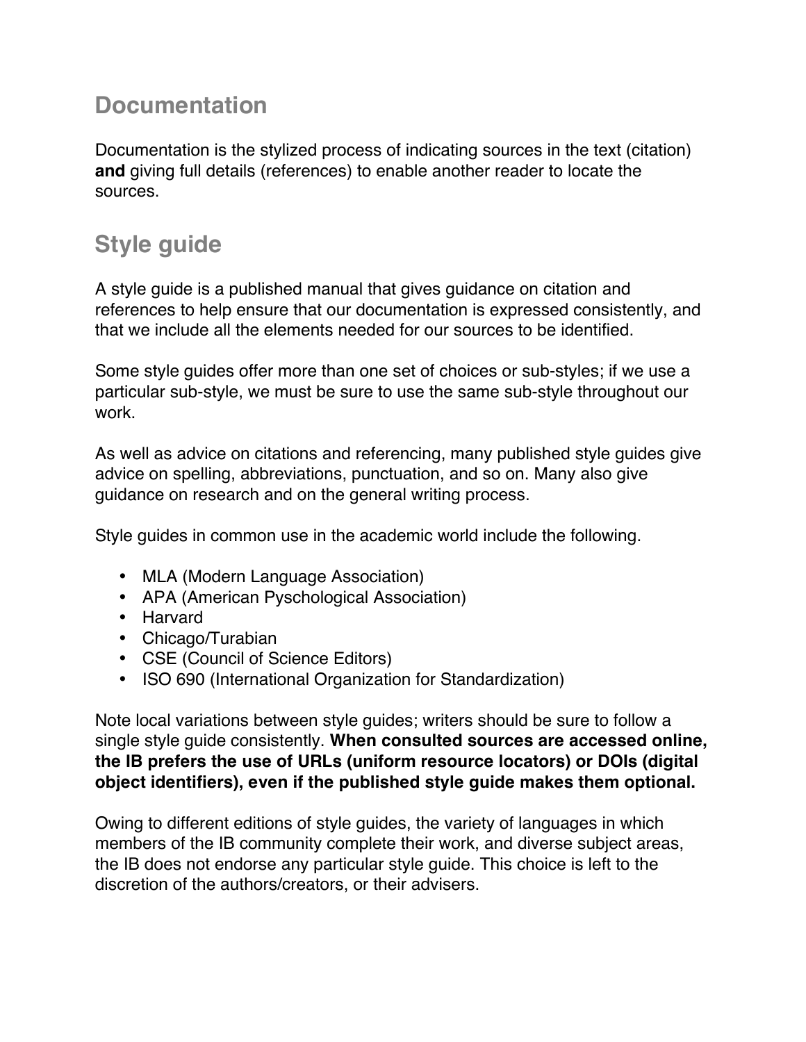## Documentation

Documentation is the stylized process of indicating sources in the text (citation) **and** giving full details (references) to enable another reader to locate the sources.

## Style guide

A style guide is a published manual that gives guidance on citation and references to help ensure that our documentation is expressed consistently, and that we include all the elements needed for our sources to be identified.

Some style guides offer more than one set of choices or sub-styles; if we use a particular sub-style, we must be sure to use the same sub-style throughout our work.

As well as advice on citations and referencing, many published style guides give advice on spelling, abbreviations, punctuation, and so on. Many also give guidance on research and on the general writing process.

Style guides in common use in the academic world include the following.

- MLA (Modern Language Association)
- APA (American Pyschological Association)
- Harvard
- Chicago/Turabian
- CSE (Council of Science Editors)
- ISO 690 (International Organization for Standardization)

Note local variations between style guides; writers should be sure to follow a single style guide consistently. **When consulted sources are accessed online, the IB prefers the use of URLs (uniform resource locators) or DOIs (digital object identifiers), even if the published style guide makes them optional.**

Owing to different editions of style guides, the variety of languages in which members of the IB community complete their work, and diverse subject areas, the IB does not endorse any particular style guide. This choice is left to the discretion of the authors/creators, or their advisers.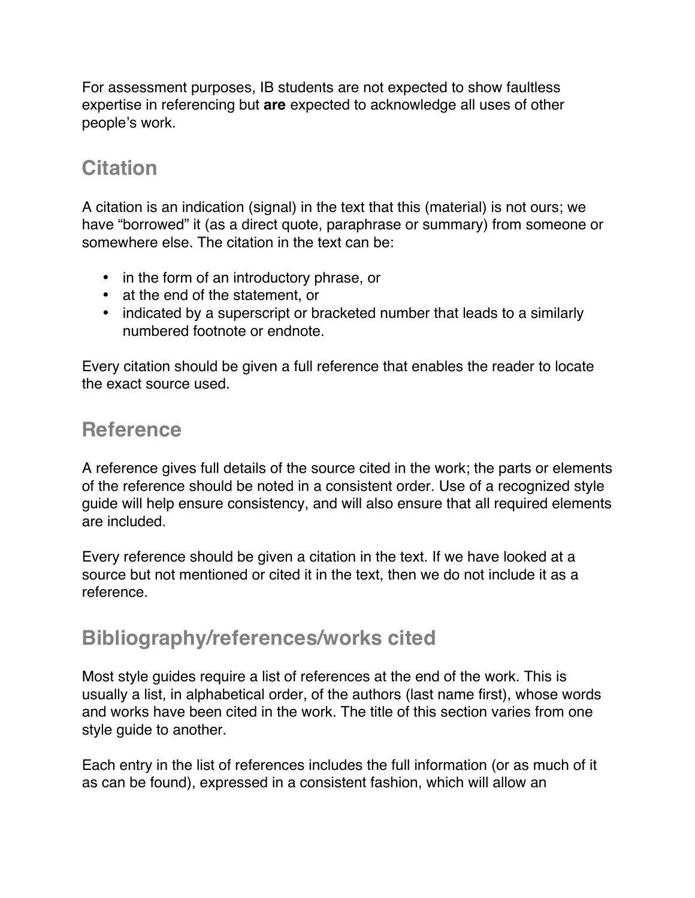For assessment purposes, IB students are not expected to show faultless expertise in referencing but **are** expected to acknowledge all uses of other people's work.

## Citation

A citation is an indication (signal) in the text that this (material) is not ours; we have "borrowed" it (as a direct quote, paraphrase or summary) from someone or somewhere else. The citation in the text can be:

- in the form of an introductory phrase, or
- at the end of the statement, or
- indicated by a superscript or bracketed number that leads to a similarly numbered footnote or endnote.

Every citation should be given a full reference that enables the reader to locate the exact source used.

## Reference

A reference gives full details of the source cited in the work; the parts or elements of the reference should be noted in a consistent order. Use of a recognized style guide will help ensure consistency, and will also ensure that all required elements are included.

Every reference should be given a citation in the text. If we have looked at a source but not mentioned or cited it in the text, then we do not include it as a reference.

## Bibliography/references/works cited

Most style guides require a list of references at the end of the work. This is usually a list, in alphabetical order, of the authors (last name first), whose words and works have been cited in the work. The title of this section varies from one style guide to another.

Each entry in the list of references includes the full information (or as much of it as can be found), expressed in a consistent fashion, which will allow an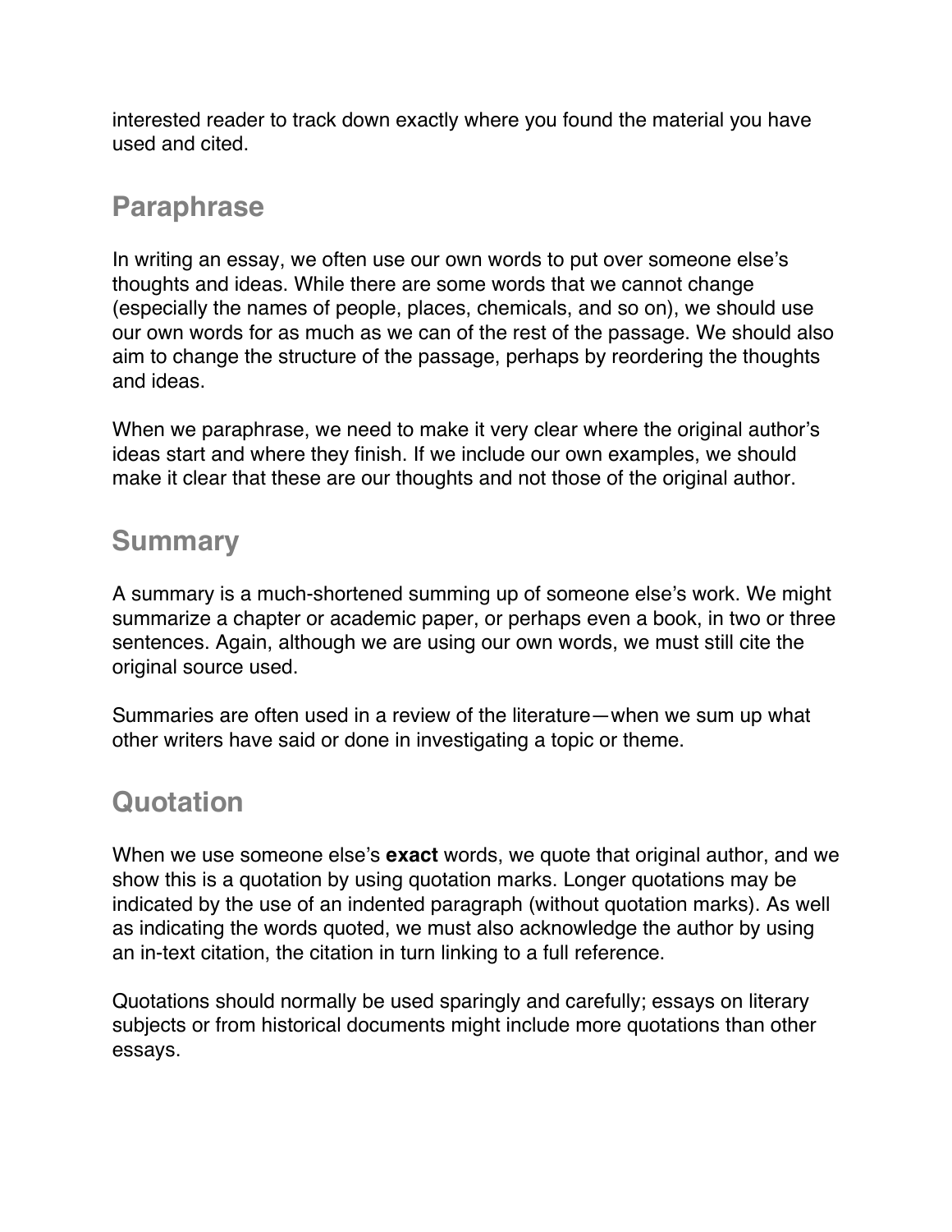interested reader to track down exactly where you found the material you have used and cited.

## Paraphrase

In writing an essay, we often use our own words to put over someone else's thoughts and ideas. While there are some words that we cannot change (especially the names of people, places, chemicals, and so on), we should use our own words for as much as we can of the rest of the passage. We should also aim to change the structure of the passage, perhaps by reordering the thoughts and ideas.

When we paraphrase, we need to make it very clear where the original author's ideas start and where they finish. If we include our own examples, we should make it clear that these are our thoughts and not those of the original author.

## Summary

A summary is a much-shortened summing up of someone else's work. We might summarize a chapter or academic paper, or perhaps even a book, in two or three sentences. Again, although we are using our own words, we must still cite the original source used.

Summaries are often used in a review of the literature—when we sum up what other writers have said or done in investigating a topic or theme.

## Quotation

When we use someone else's **exact** words, we quote that original author, and we show this is a quotation by using quotation marks. Longer quotations may be indicated by the use of an indented paragraph (without quotation marks). As well as indicating the words quoted, we must also acknowledge the author by using an in-text citation, the citation in turn linking to a full reference.

Quotations should normally be used sparingly and carefully; essays on literary subjects or from historical documents might include more quotations than other essays.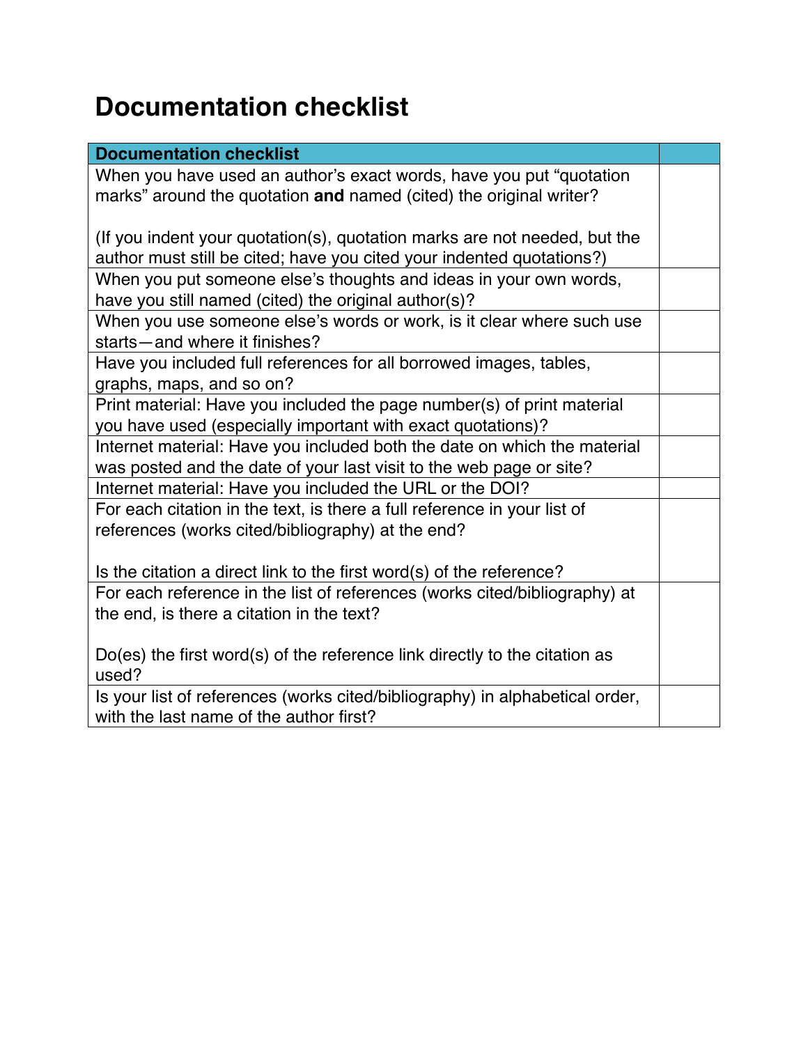# Documentation checklist

| Documentation checklist | |
|---|---|
| When you have used an author's exact words, have you put "quotation marks" around the quotation **and** named (cited) the original writer?<br><br>(If you indent your quotation(s), quotation marks are not needed, but the author must still be cited; have you cited your indented quotations?) | |
| When you put someone else's thoughts and ideas in your own words, have you still named (cited) the original author(s)? | |
| When you use someone else's words or work, is it clear where such use starts—and where it finishes? | |
| Have you included full references for all borrowed images, tables, graphs, maps, and so on? | |
| Print material: Have you included the page number(s) of print material you have used (especially important with exact quotations)? | |
| Internet material: Have you included both the date on which the material was posted and the date of your last visit to the web page or site? | |
| Internet material: Have you included the URL or the DOI? | |
| For each citation in the text, is there a full reference in your list of references (works cited/bibliography) at the end?<br><br>Is the citation a direct link to the first word(s) of the reference? | |
| For each reference in the list of references (works cited/bibliography) at the end, is there a citation in the text?<br><br>Do(es) the first word(s) of the reference link directly to the citation as used? | |
| Is your list of references (works cited/bibliography) in alphabetical order, with the last name of the author first? | |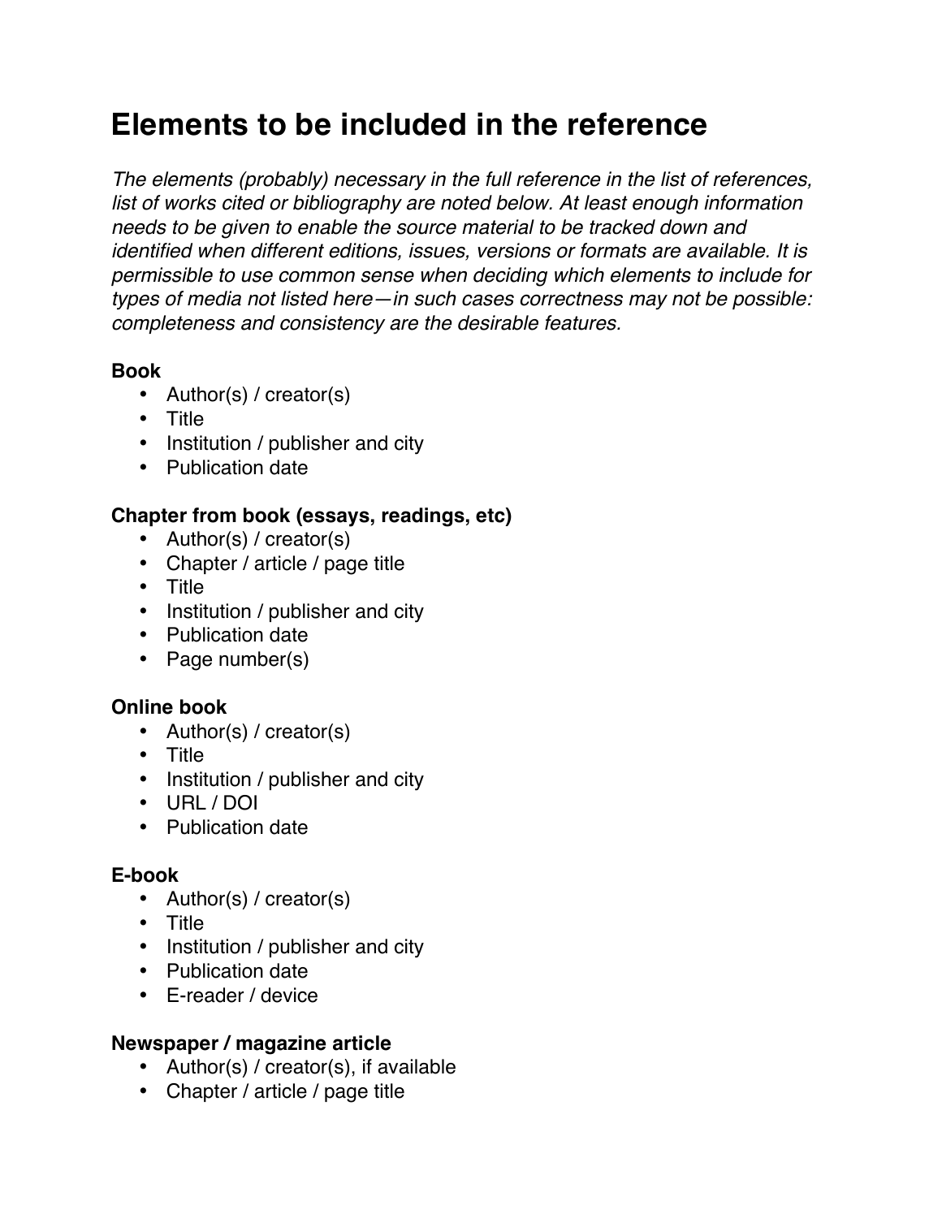# Elements to be included in the reference

*The elements (probably) necessary in the full reference in the list of references, list of works cited or bibliography are noted below. At least enough information needs to be given to enable the source material to be tracked down and identified when different editions, issues, versions or formats are available. It is permissible to use common sense when deciding which elements to include for types of media not listed here—in such cases correctness may not be possible: completeness and consistency are the desirable features.*

**Book**

- Author(s) / creator(s)
- Title
- Institution / publisher and city
- Publication date

**Chapter from book (essays, readings, etc)**

- Author(s) / creator(s)
- Chapter / article / page title
- Title
- Institution / publisher and city
- Publication date
- Page number(s)

**Online book**

- Author(s) / creator(s)
- Title
- Institution / publisher and city
- URL / DOI
- Publication date

**E-book**

- Author(s) / creator(s)
- Title
- Institution / publisher and city
- Publication date
- E-reader / device

**Newspaper / magazine article**

- Author(s) / creator(s), if available
- Chapter / article / page title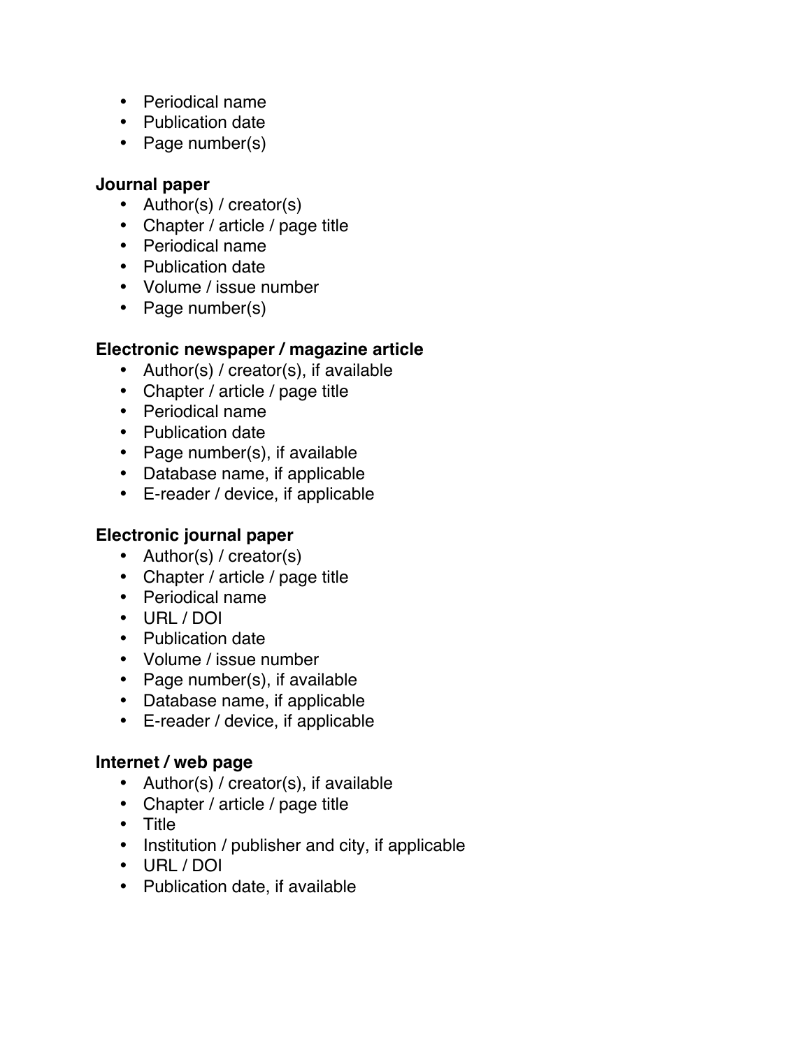- Periodical name
- Publication date
- Page number(s)

**Journal paper**

- Author(s) / creator(s)
- Chapter / article / page title
- Periodical name
- Publication date
- Volume / issue number
- Page number(s)

**Electronic newspaper / magazine article**

- Author(s) / creator(s), if available
- Chapter / article / page title
- Periodical name
- Publication date
- Page number(s), if available
- Database name, if applicable
- E-reader / device, if applicable

**Electronic journal paper**

- Author(s) / creator(s)
- Chapter / article / page title
- Periodical name
- URL / DOI
- Publication date
- Volume / issue number
- Page number(s), if available
- Database name, if applicable
- E-reader / device, if applicable

**Internet / web page**

- Author(s) / creator(s), if available
- Chapter / article / page title
- Title
- Institution / publisher and city, if applicable
- URL / DOI
- Publication date, if available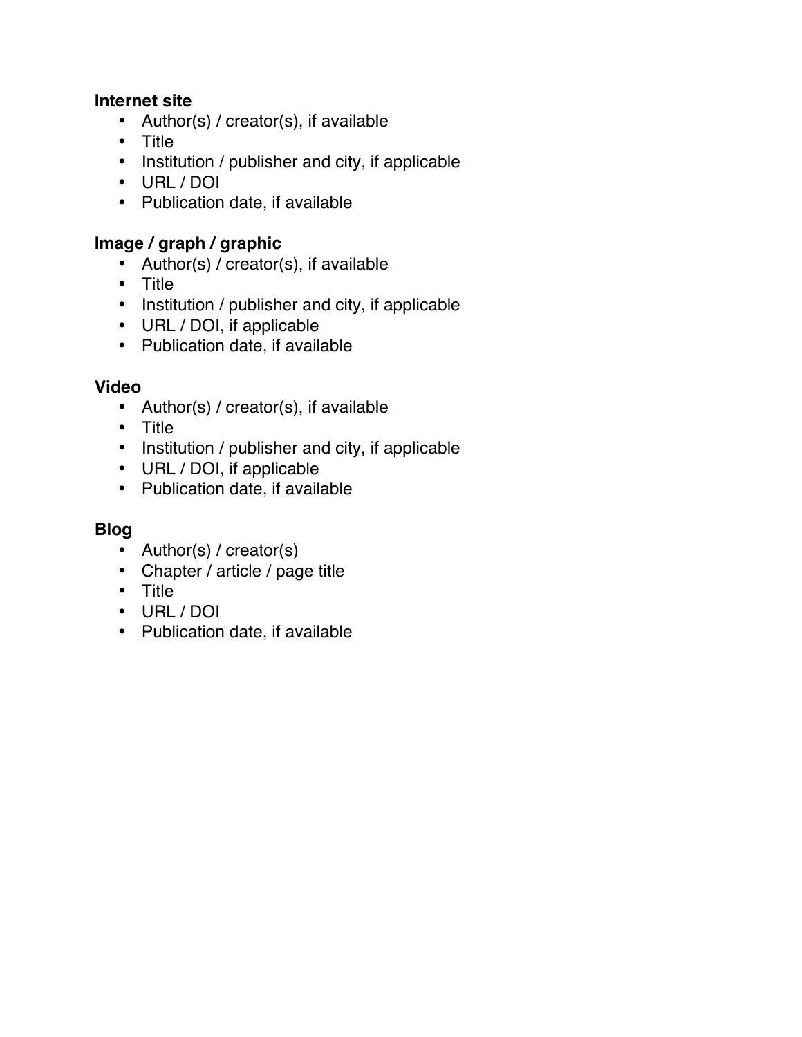**Internet site**

- Author(s) / creator(s), if available
- Title
- Institution / publisher and city, if applicable
- URL / DOI
- Publication date, if available

**Image / graph / graphic**

- Author(s) / creator(s), if available
- Title
- Institution / publisher and city, if applicable
- URL / DOI, if applicable
- Publication date, if available

**Video**

- Author(s) / creator(s), if available
- Title
- Institution / publisher and city, if applicable
- URL / DOI, if applicable
- Publication date, if available

**Blog**

- Author(s) / creator(s)
- Chapter / article / page title
- Title
- URL / DOI
- Publication date, if available